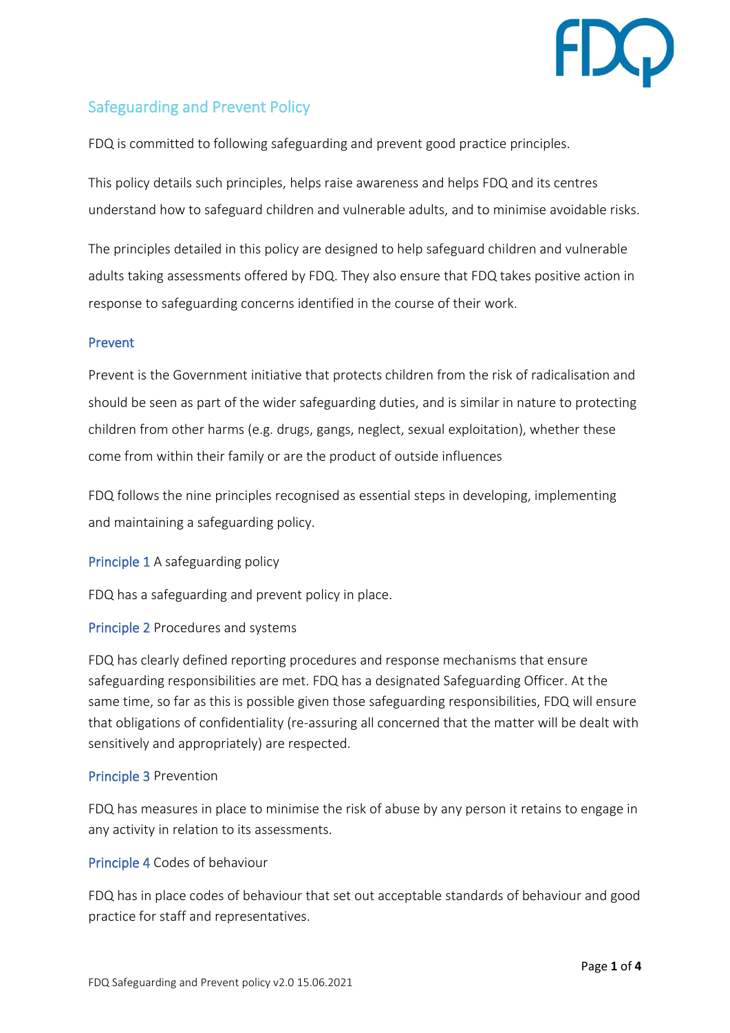# Safeguarding and Prevent Policy

FDQ is committed to following safeguarding and prevent good practice principles.

This policy details such principles, helps raise awareness and helps FDQ and its centres understand how to safeguard children and vulnerable adults, and to minimise avoidable risks.

The principles detailed in this policy are designed to help safeguard children and vulnerable adults taking assessments offered by FDQ. They also ensure that FDQ takes positive action in response to safeguarding concerns identified in the course of their work.

## Prevent

Prevent is the Government initiative that protects children from the risk of radicalisation and should be seen as part of the wider safeguarding duties, and is similar in nature to protecting children from other harms (e.g. drugs, gangs, neglect, sexual exploitation), whether these come from within their family or are the product of outside influences

FDQ follows the nine principles recognised as essential steps in developing, implementing and maintaining a safeguarding policy.

### Principle 1 A safeguarding policy

FDQ has a safeguarding and prevent policy in place.

### Principle 2 Procedures and systems

FDQ has clearly defined reporting procedures and response mechanisms that ensure safeguarding responsibilities are met. FDQ has a designated Safeguarding Officer. At the same time, so far as this is possible given those safeguarding responsibilities, FDQ will ensure that obligations of confidentiality (re-assuring all concerned that the matter will be dealt with sensitively and appropriately) are respected.

### Principle 3 Prevention

FDQ has measures in place to minimise the risk of abuse by any person it retains to engage in any activity in relation to its assessments.

### Principle 4 Codes of behaviour

FDQ has in place codes of behaviour that set out acceptable standards of behaviour and good practice for staff and representatives.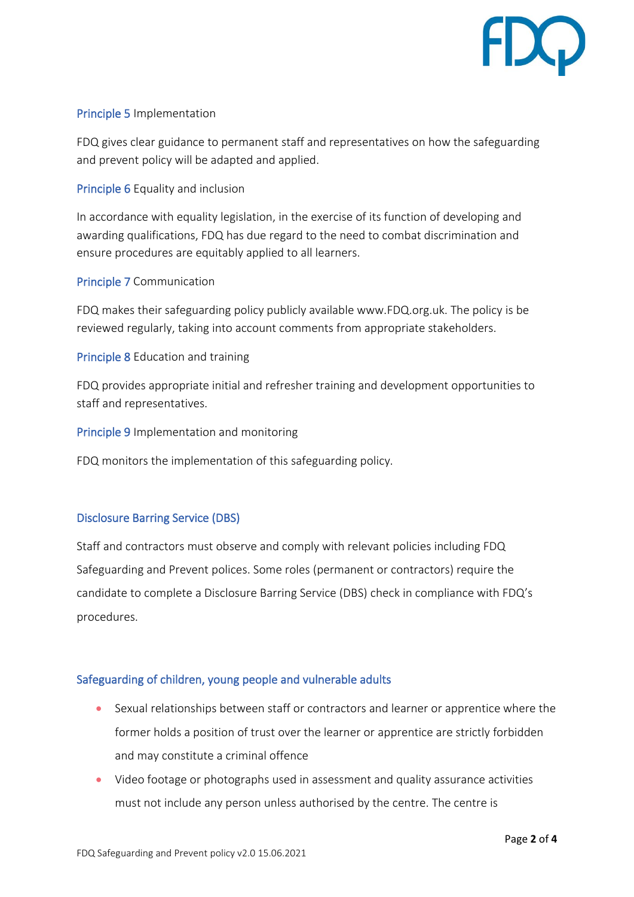**Principle 5** Implementation

FDQ gives clear guidance to permanent staff and representatives on how the safeguarding and prevent policy will be adapted and applied.

**Principle 6** Equality and inclusion

In accordance with equality legislation, in the exercise of its function of developing and awarding qualifications, FDQ has due regard to the need to combat discrimination and ensure procedures are equitably applied to all learners.

**Principle 7** Communication

FDQ makes their safeguarding policy publicly available www.FDQ.org.uk. The policy is be reviewed regularly, taking into account comments from appropriate stakeholders.

**Principle 8** Education and training

FDQ provides appropriate initial and refresher training and development opportunities to staff and representatives.

**Principle 9** Implementation and monitoring

FDQ monitors the implementation of this safeguarding policy.

## Disclosure Barring Service (DBS)

Staff and contractors must observe and comply with relevant policies including FDQ Safeguarding and Prevent polices. Some roles (permanent or contractors) require the candidate to complete a Disclosure Barring Service (DBS) check in compliance with FDQ's procedures.

## Safeguarding of children, young people and vulnerable adults

- Sexual relationships between staff or contractors and learner or apprentice where the former holds a position of trust over the learner or apprentice are strictly forbidden and may constitute a criminal offence
- Video footage or photographs used in assessment and quality assurance activities must not include any person unless authorised by the centre. The centre is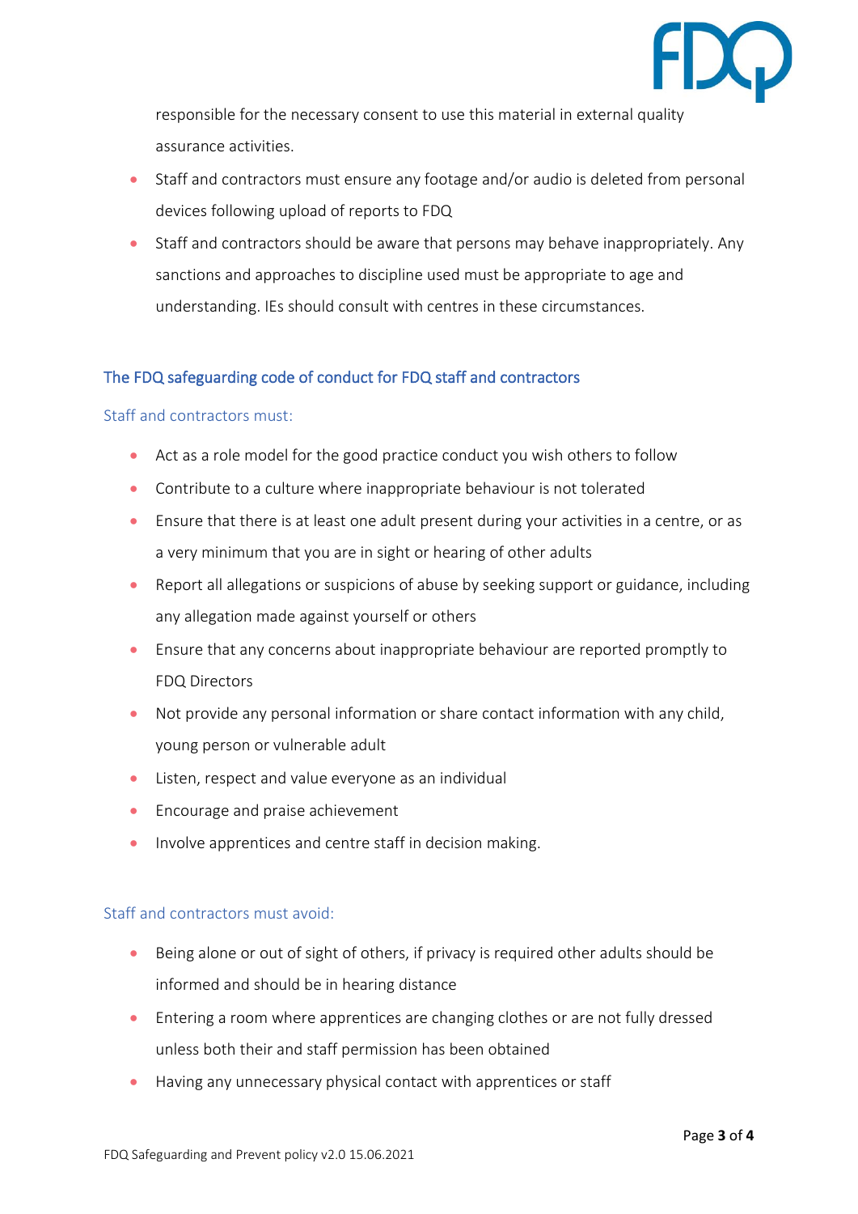responsible for the necessary consent to use this material in external quality assurance activities.

- Staff and contractors must ensure any footage and/or audio is deleted from personal devices following upload of reports to FDQ
- Staff and contractors should be aware that persons may behave inappropriately. Any sanctions and approaches to discipline used must be appropriate to age and understanding. IEs should consult with centres in these circumstances.

## The FDQ safeguarding code of conduct for FDQ staff and contractors

### Staff and contractors must:

- Act as a role model for the good practice conduct you wish others to follow
- Contribute to a culture where inappropriate behaviour is not tolerated
- Ensure that there is at least one adult present during your activities in a centre, or as a very minimum that you are in sight or hearing of other adults
- Report all allegations or suspicions of abuse by seeking support or guidance, including any allegation made against yourself or others
- Ensure that any concerns about inappropriate behaviour are reported promptly to FDQ Directors
- Not provide any personal information or share contact information with any child, young person or vulnerable adult
- Listen, respect and value everyone as an individual
- Encourage and praise achievement
- Involve apprentices and centre staff in decision making.

### Staff and contractors must avoid:

- Being alone or out of sight of others, if privacy is required other adults should be informed and should be in hearing distance
- Entering a room where apprentices are changing clothes or are not fully dressed unless both their and staff permission has been obtained
- Having any unnecessary physical contact with apprentices or staff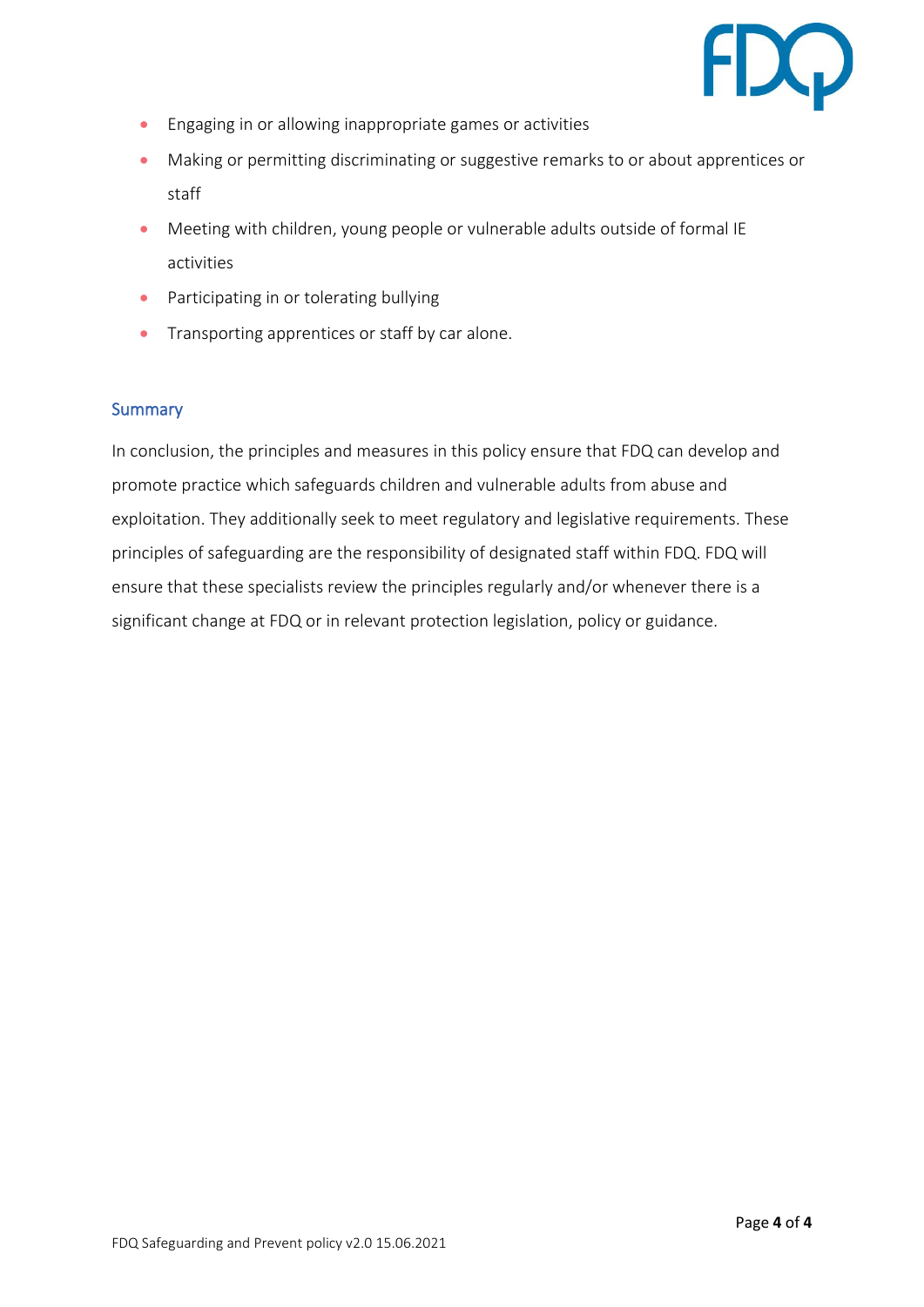- Engaging in or allowing inappropriate games or activities
- Making or permitting discriminating or suggestive remarks to or about apprentices or staff
- Meeting with children, young people or vulnerable adults outside of formal IE activities
- Participating in or tolerating bullying
- Transporting apprentices or staff by car alone.

## Summary

In conclusion, the principles and measures in this policy ensure that FDQ can develop and promote practice which safeguards children and vulnerable adults from abuse and exploitation. They additionally seek to meet regulatory and legislative requirements. These principles of safeguarding are the responsibility of designated staff within FDQ. FDQ will ensure that these specialists review the principles regularly and/or whenever there is a significant change at FDQ or in relevant protection legislation, policy or guidance.